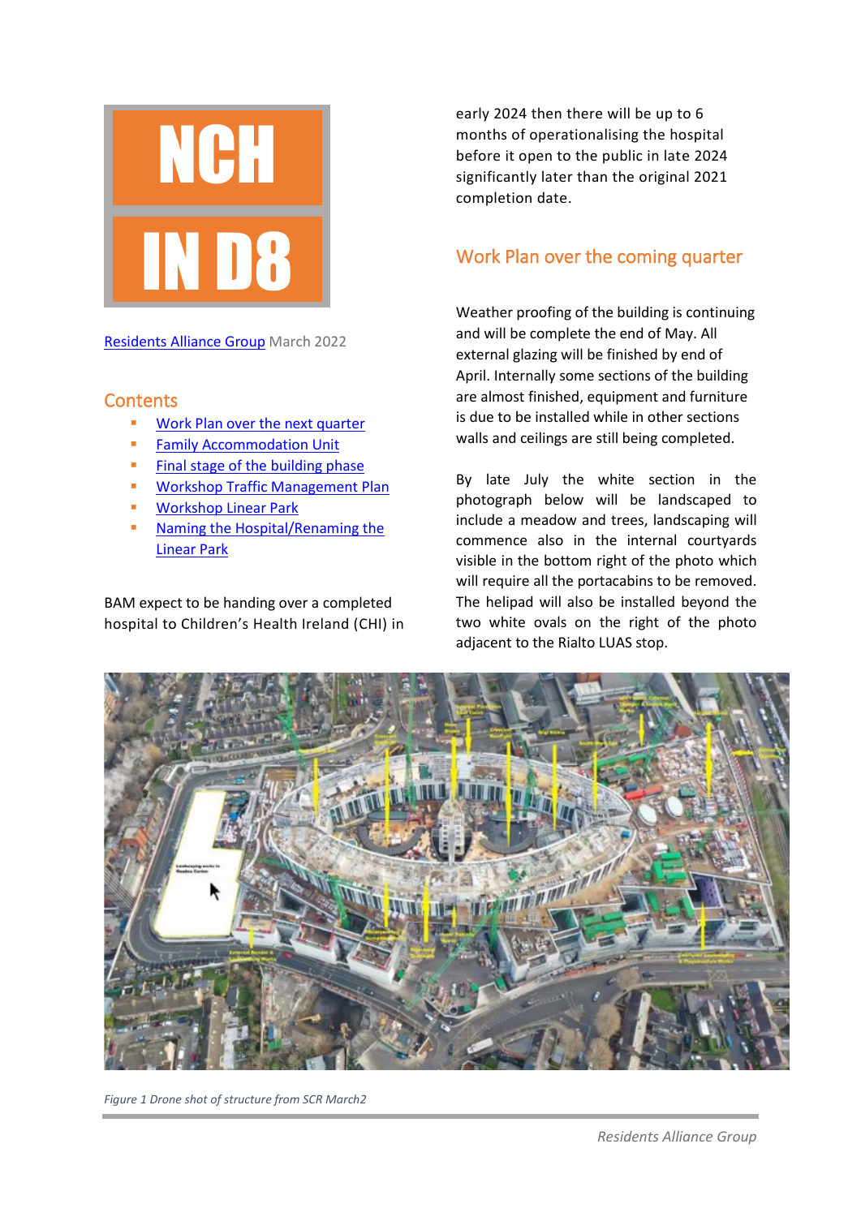# NCH IN D8

[Residents Alliance Group](#) March 2022

## Contents

- [Work Plan over the next quarter](#)
- [Family Accommodation Unit](#)
- [Final stage of the building phase](#)
- [Workshop Traffic Management Plan](#)
- [Workshop Linear Park](#)
- [Naming the Hospital/Renaming the Linear Park](#)

BAM expect to be handing over a completed hospital to Children's Health Ireland (CHI) in early 2024 then there will be up to 6 months of operationalising the hospital before it open to the public in late 2024 significantly later than the original 2021 completion date.

## Work Plan over the coming quarter

Weather proofing of the building is continuing and will be complete the end of May. All external glazing will be finished by end of April. Internally some sections of the building are almost finished, equipment and furniture is due to be installed while in other sections walls and ceilings are still being completed.

By late July the white section in the photograph below will be landscaped to include a meadow and trees, landscaping will commence also in the internal courtyards visible in the bottom right of the photo which will require all the portacabins to be removed. The helipad will also be installed beyond the two white ovals on the right of the photo adjacent to the Rialto LUAS stop.

*Figure 1 Drone shot of structure from SCR March2*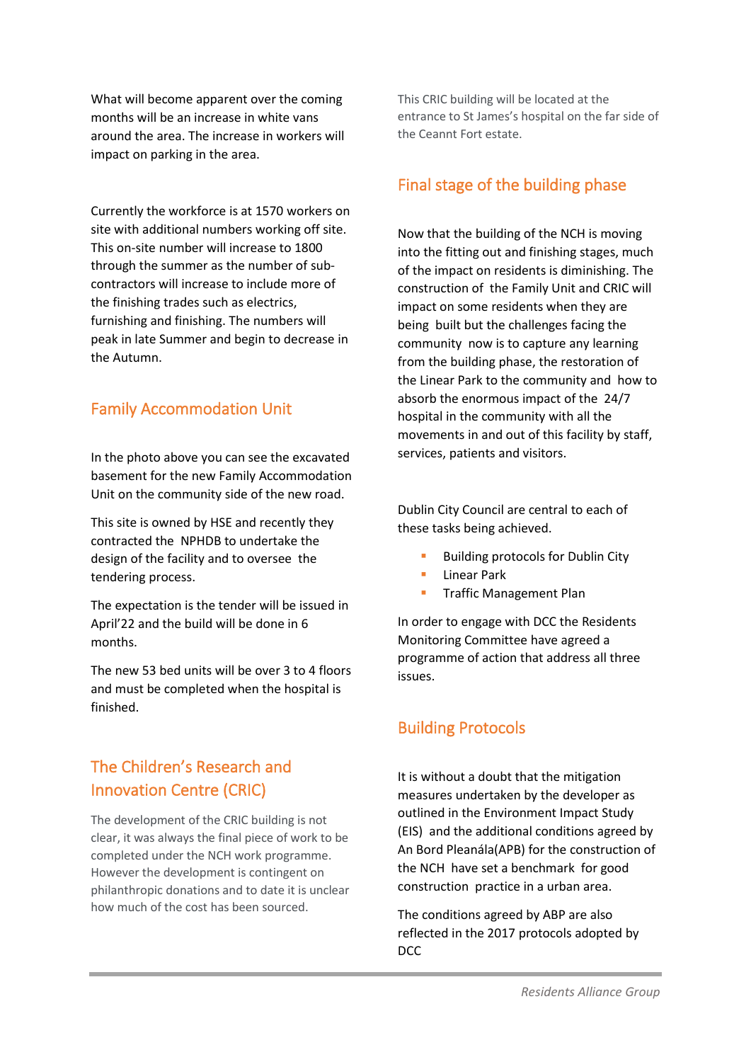What will become apparent over the coming months will be an increase in white vans around the area. The increase in workers will impact on parking in the area.

Currently the workforce is at 1570 workers on site with additional numbers working off site. This on-site number will increase to 1800 through the summer as the number of sub-contractors will increase to include more of the finishing trades such as electrics, furnishing and finishing. The numbers will peak in late Summer and begin to decrease in the Autumn.

## Family Accommodation Unit

In the photo above you can see the excavated basement for the new Family Accommodation Unit on the community side of the new road.

This site is owned by HSE and recently they contracted the NPHDB to undertake the design of the facility and to oversee the tendering process.

The expectation is the tender will be issued in April'22 and the build will be done in 6 months.

The new 53 bed units will be over 3 to 4 floors and must be completed when the hospital is finished.

## The Children's Research and Innovation Centre (CRIC)

The development of the CRIC building is not clear, it was always the final piece of work to be completed under the NCH work programme. However the development is contingent on philanthropic donations and to date it is unclear how much of the cost has been sourced.

This CRIC building will be located at the entrance to St James's hospital on the far side of the Ceannt Fort estate.

## Final stage of the building phase

Now that the building of the NCH is moving into the fitting out and finishing stages, much of the impact on residents is diminishing. The construction of the Family Unit and CRIC will impact on some residents when they are being built but the challenges facing the community now is to capture any learning from the building phase, the restoration of the Linear Park to the community and how to absorb the enormous impact of the 24/7 hospital in the community with all the movements in and out of this facility by staff, services, patients and visitors.

Dublin City Council are central to each of these tasks being achieved.

- Building protocols for Dublin City
- Linear Park
- Traffic Management Plan

In order to engage with DCC the Residents Monitoring Committee have agreed a programme of action that address all three issues.

## Building Protocols

It is without a doubt that the mitigation measures undertaken by the developer as outlined in the Environment Impact Study (EIS) and the additional conditions agreed by An Bord Pleanála(APB) for the construction of the NCH have set a benchmark for good construction practice in a urban area.

The conditions agreed by ABP are also reflected in the 2017 protocols adopted by DCC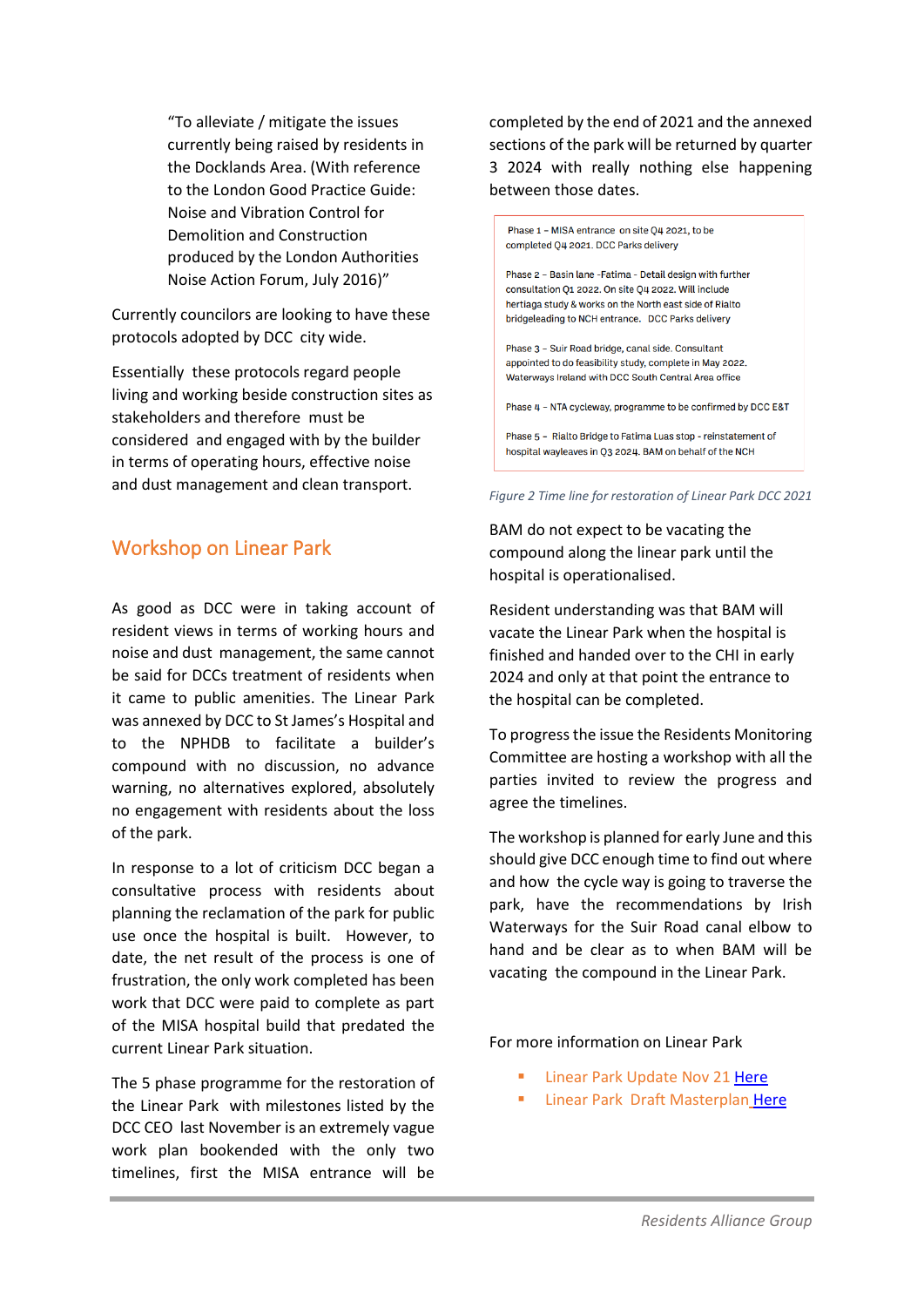> "To alleviate / mitigate the issues currently being raised by residents in the Docklands Area. (With reference to the London Good Practice Guide: Noise and Vibration Control for Demolition and Construction produced by the London Authorities Noise Action Forum, July 2016)"

Currently councilors are looking to have these protocols adopted by DCC city wide.

Essentially these protocols regard people living and working beside construction sites as stakeholders and therefore must be considered and engaged with by the builder in terms of operating hours, effective noise and dust management and clean transport.

## Workshop on Linear Park

As good as DCC were in taking account of resident views in terms of working hours and noise and dust management, the same cannot be said for DCCs treatment of residents when it came to public amenities. The Linear Park was annexed by DCC to St James's Hospital and to the NPHDB to facilitate a builder's compound with no discussion, no advance warning, no alternatives explored, absolutely no engagement with residents about the loss of the park.

In response to a lot of criticism DCC began a consultative process with residents about planning the reclamation of the park for public use once the hospital is built. However, to date, the net result of the process is one of frustration, the only work completed has been work that DCC were paid to complete as part of the MISA hospital build that predated the current Linear Park situation.

The 5 phase programme for the restoration of the Linear Park with milestones listed by the DCC CEO last November is an extremely vague work plan bookended with the only two timelines, first the MISA entrance will be completed by the end of 2021 and the annexed sections of the park will be returned by quarter 3 2024 with really nothing else happening between those dates.

Phase 1 – MISA entrance on site Q4 2021, to be completed Q4 2021. DCC Parks delivery

Phase 2 – Basin lane -Fatima - Detail design with further consultation Q1 2022. On site Q4 2022. Will include hertiaga study & works on the North east side of Rialto bridgeleading to NCH entrance. DCC Parks delivery

Phase 3 – Suir Road bridge, canal side. Consultant appointed to do feasibility study, complete in May 2022. Waterways Ireland with DCC South Central Area office

Phase 4 – NTA cycleway, programme to be confirmed by DCC E&T

Phase 5 – Rialto Bridge to Fatima Luas stop - reinstatement of hospital wayleaves in Q3 2024. BAM on behalf of the NCH

*Figure 2 Time line for restoration of Linear Park DCC 2021*

BAM do not expect to be vacating the compound along the linear park until the hospital is operationalised.

Resident understanding was that BAM will vacate the Linear Park when the hospital is finished and handed over to the CHI in early 2024 and only at that point the entrance to the hospital can be completed.

To progress the issue the Residents Monitoring Committee are hosting a workshop with all the parties invited to review the progress and agree the timelines.

The workshop is planned for early June and this should give DCC enough time to find out where and how the cycle way is going to traverse the park, have the recommendations by Irish Waterways for the Suir Road canal elbow to hand and be clear as to when BAM will be vacating the compound in the Linear Park.

For more information on Linear Park

- Linear Park Update Nov 21 Here
- Linear Park Draft Masterplan Here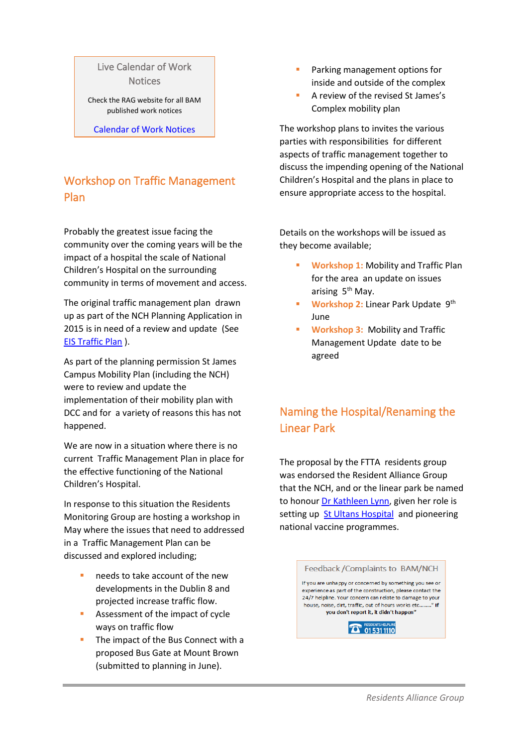Live Calendar of Work Notices

Check the RAG website for all BAM published work notices

[Calendar of Work Notices]

## Workshop on Traffic Management Plan

Probably the greatest issue facing the community over the coming years will be the impact of a hospital the scale of National Children's Hospital on the surrounding community in terms of movement and access.

The original traffic management plan drawn up as part of the NCH Planning Application in 2015 is in need of a review and update (See EIS Traffic Plan ).

As part of the planning permission St James Campus Mobility Plan (including the NCH) were to review and update the implementation of their mobility plan with DCC and for a variety of reasons this has not happened.

We are now in a situation where there is no current Traffic Management Plan in place for the effective functioning of the National Children's Hospital.

In response to this situation the Residents Monitoring Group are hosting a workshop in May where the issues that need to addressed in a Traffic Management Plan can be discussed and explored including;

- needs to take account of the new developments in the Dublin 8 and projected increase traffic flow.
- Assessment of the impact of cycle ways on traffic flow
- The impact of the Bus Connect with a proposed Bus Gate at Mount Brown (submitted to planning in June).
- Parking management options for inside and outside of the complex
- A review of the revised St James's Complex mobility plan

The workshop plans to invites the various parties with responsibilities for different aspects of traffic management together to discuss the impending opening of the National Children's Hospital and the plans in place to ensure appropriate access to the hospital.

Details on the workshops will be issued as they become available;

- **Workshop 1:** Mobility and Traffic Plan for the area an update on issues arising 5th May.
- **Workshop 2:** Linear Park Update 9th June
- **Workshop 3:** Mobility and Traffic Management Update date to be agreed

## Naming the Hospital/Renaming the Linear Park

The proposal by the FTTA residents group was endorsed the Resident Alliance Group that the NCH, and or the linear park be named to honour Dr Kathleen Lynn, given her role is setting up St Ultans Hospital and pioneering national vaccine programmes.

Feedback /Complaints to BAM/NCH

If you are unhappy or concerned by something you see or experience as part of the construction, please contact the 24/7 helpline. Your concern can relate to damage to your house, noise, dirt, traffic, out of hours works etc……" If you don't report it, it didn't happen"

RESIDENTS HELPLINE 01 531 1110